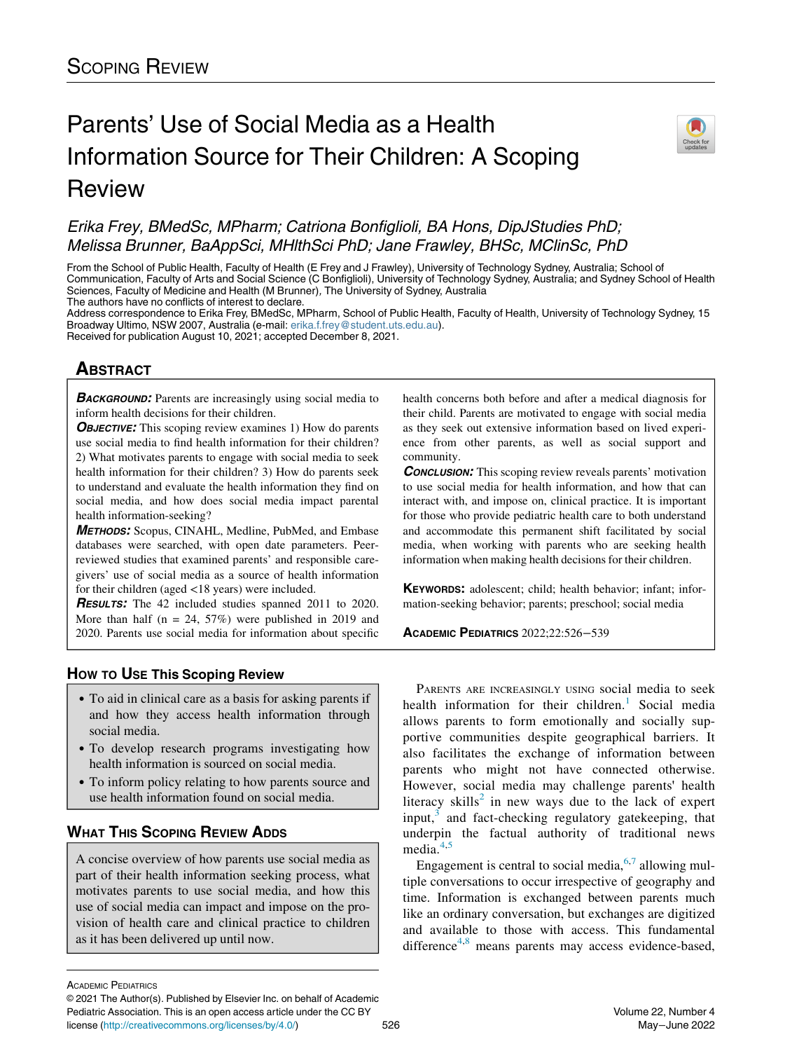Scoping Review

# Parents' Use of Social Media as a Health Information Source for Their Children: A Scoping Review

*Erika Frey, BMedSc, MPharm; Catriona Bonfiglioli, BA Hons, DipJStudies PhD; Melissa Brunner, BaAppSci, MHlthSci PhD; Jane Frawley, BHSc, MClinSc, PhD*

From the School of Public Health, Faculty of Health (E Frey and J Frawley), University of Technology Sydney, Australia; School of Communication, Faculty of Arts and Social Science (C Bonfiglioli), University of Technology Sydney, Australia; and Sydney School of Health Sciences, Faculty of Medicine and Health (M Brunner), The University of Sydney, Australia

The authors have no conflicts of interest to declare.

Address correspondence to Erika Frey, BMedSc, MPharm, School of Public Health, Faculty of Health, University of Technology Sydney, 15 Broadway Ultimo, NSW 2007, Australia (e-mail: erika.f.frey@student.uts.edu.au).

Received for publication August 10, 2021; accepted December 8, 2021.

## Abstract

***Background:*** Parents are increasingly using social media to inform health decisions for their children.

***Objective:*** This scoping review examines 1) How do parents use social media to find health information for their children? 2) What motivates parents to engage with social media to seek health information for their children? 3) How do parents seek to understand and evaluate the health information they find on social media, and how does social media impact parental health information-seeking?

***Methods:*** Scopus, CINAHL, Medline, PubMed, and Embase databases were searched, with open date parameters. Peer-reviewed studies that examined parents' and responsible caregivers' use of social media as a source of health information for their children (aged <18 years) were included.

***Results:*** The 42 included studies spanned 2011 to 2020. More than half (n = 24, 57%) were published in 2019 and 2020. Parents use social media for information about specific health concerns both before and after a medical diagnosis for their child. Parents are motivated to engage with social media as they seek out extensive information based on lived experience from other parents, as well as social support and community.

***Conclusion:*** This scoping review reveals parents' motivation to use social media for health information, and how that can interact with, and impose on, clinical practice. It is important for those who provide pediatric health care to both understand and accommodate this permanent shift facilitated by social media, when working with parents who are seeking health information when making health decisions for their children.

**Keywords:** adolescent; child; health behavior; infant; information-seeking behavior; parents; preschool; social media

Academic Pediatrics 2022;22:526−539

## How to Use This Scoping Review

- To aid in clinical care as a basis for asking parents if and how they access health information through social media.
- To develop research programs investigating how health information is sourced on social media.
- To inform policy relating to how parents source and use health information found on social media.

## What This Scoping Review Adds

A concise overview of how parents use social media as part of their health information seeking process, what motivates parents to use social media, and how this use of social media can impact and impose on the provision of health care and clinical practice to children as it has been delivered up until now.

Parents are increasingly using social media to seek health information for their children.[1] Social media allows parents to form emotionally and socially supportive communities despite geographical barriers. It also facilitates the exchange of information between parents who might not have connected otherwise. However, social media may challenge parents' health literacy skills[2] in new ways due to the lack of expert input,[3] and fact-checking regulatory gatekeeping, that underpin the factual authority of traditional news media.[4,5]

Engagement is central to social media,[6,7] allowing multiple conversations to occur irrespective of geography and time. Information is exchanged between parents much like an ordinary conversation, but exchanges are digitized and available to those with access. This fundamental difference[4,8] means parents may access evidence-based,

© 2021 The Author(s). Published by Elsevier Inc. on behalf of Academic Pediatric Association. This is an open access article under the CC BY license (http://creativecommons.org/licenses/by/4.0/)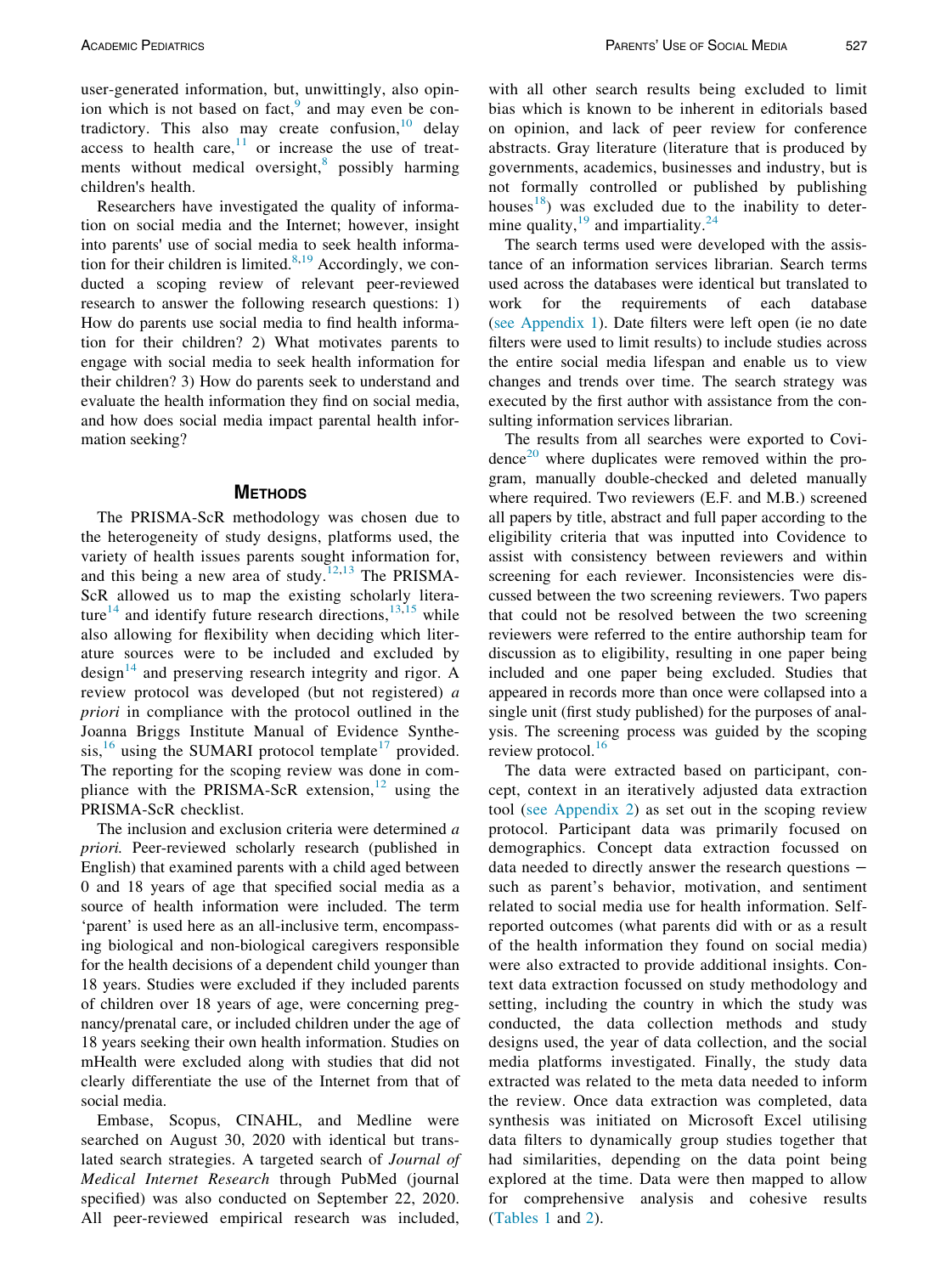user-generated information, but, unwittingly, also opinion which is not based on fact,[9] and may even be contradictory. This also may create confusion,[10] delay access to health care,[11] or increase the use of treatments without medical oversight,[8] possibly harming children's health.

Researchers have investigated the quality of information on social media and the Internet; however, insight into parents' use of social media to seek health information for their children is limited.[8,19] Accordingly, we conducted a scoping review of relevant peer-reviewed research to answer the following research questions: 1) How do parents use social media to find health information for their children? 2) What motivates parents to engage with social media to seek health information for their children? 3) How do parents seek to understand and evaluate the health information they find on social media, and how does social media impact parental health information seeking?

## Methods

The PRISMA-ScR methodology was chosen due to the heterogeneity of study designs, platforms used, the variety of health issues parents sought information for, and this being a new area of study.[12,13] The PRISMA-ScR allowed us to map the existing scholarly literature[14] and identify future research directions,[13,15] while also allowing for flexibility when deciding which literature sources were to be included and excluded by design[14] and preserving research integrity and rigor. A review protocol was developed (but not registered) *a priori* in compliance with the protocol outlined in the Joanna Briggs Institute Manual of Evidence Synthesis,[16] using the SUMARI protocol template[17] provided. The reporting for the scoping review was done in compliance with the PRISMA-ScR extension,[12] using the PRISMA-ScR checklist.

The inclusion and exclusion criteria were determined *a priori.* Peer-reviewed scholarly research (published in English) that examined parents with a child aged between 0 and 18 years of age that specified social media as a source of health information were included. The term 'parent' is used here as an all-inclusive term, encompassing biological and non-biological caregivers responsible for the health decisions of a dependent child younger than 18 years. Studies were excluded if they included parents of children over 18 years of age, were concerning pregnancy/prenatal care, or included children under the age of 18 years seeking their own health information. Studies on mHealth were excluded along with studies that did not clearly differentiate the use of the Internet from that of social media.

Embase, Scopus, CINAHL, and Medline were searched on August 30, 2020 with identical but translated search strategies. A targeted search of *Journal of Medical Internet Research* through PubMed (journal specified) was also conducted on September 22, 2020. All peer-reviewed empirical research was included, with all other search results being excluded to limit bias which is known to be inherent in editorials based on opinion, and lack of peer review for conference abstracts. Gray literature (literature that is produced by governments, academics, businesses and industry, but is not formally controlled or published by publishing houses[18]) was excluded due to the inability to determine quality,[19] and impartiality.[24]

The search terms used were developed with the assistance of an information services librarian. Search terms used across the databases were identical but translated to work for the requirements of each database (see Appendix 1). Date filters were left open (ie no date filters were used to limit results) to include studies across the entire social media lifespan and enable us to view changes and trends over time. The search strategy was executed by the first author with assistance from the consulting information services librarian.

The results from all searches were exported to Covidence[20] where duplicates were removed within the program, manually double-checked and deleted manually where required. Two reviewers (E.F. and M.B.) screened all papers by title, abstract and full paper according to the eligibility criteria that was inputted into Covidence to assist with consistency between reviewers and within screening for each reviewer. Inconsistencies were discussed between the two screening reviewers. Two papers that could not be resolved between the two screening reviewers were referred to the entire authorship team for discussion as to eligibility, resulting in one paper being included and one paper being excluded. Studies that appeared in records more than once were collapsed into a single unit (first study published) for the purposes of analysis. The screening process was guided by the scoping review protocol.[16]

The data were extracted based on participant, concept, context in an iteratively adjusted data extraction tool (see Appendix 2) as set out in the scoping review protocol. Participant data was primarily focused on demographics. Concept data extraction focussed on data needed to directly answer the research questions − such as parent's behavior, motivation, and sentiment related to social media use for health information. Self-reported outcomes (what parents did with or as a result of the health information they found on social media) were also extracted to provide additional insights. Context data extraction focussed on study methodology and setting, including the country in which the study was conducted, the data collection methods and study designs used, the year of data collection, and the social media platforms investigated. Finally, the study data extracted was related to the meta data needed to inform the review. Once data extraction was completed, data synthesis was initiated on Microsoft Excel utilising data filters to dynamically group studies together that had similarities, depending on the data point being explored at the time. Data were then mapped to allow for comprehensive analysis and cohesive results (Tables 1 and 2).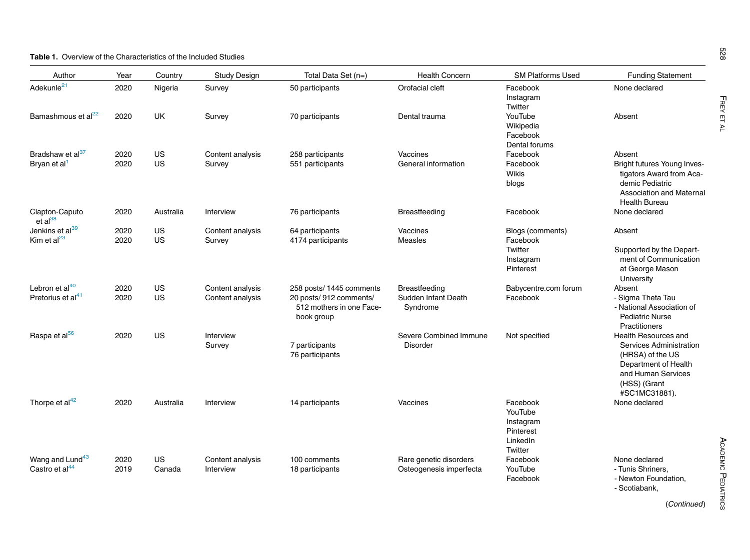**Table 1.** Overview of the Characteristics of the Included Studies

| Author | Year | Country | Study Design | Total Data Set (n=) | Health Concern | SM Platforms Used | Funding Statement |
|---|---|---|---|---|---|---|---|
| Adekunle[21] | 2020 | Nigeria | Survey | 50 participants | Orofacial cleft | Facebook<br>Instagram<br>Twitter | None declared |
| Bamashmous et al[22] | 2020 | UK | Survey | 70 participants | Dental trauma | YouTube<br>Wikipedia<br>Facebook<br>Dental forums | Absent |
| Bradshaw et al[37] | 2020 | US | Content analysis | 258 participants | Vaccines | Facebook | Absent |
| Bryan et al[1] | 2020 | US | Survey | 551 participants | General information | Facebook<br>Wikis<br>blogs | Bright futures Young Investigators Award from Academic Pediatric Association and Maternal Health Bureau |
| Clapton-Caputo et al[38] | 2020 | Australia | Interview | 76 participants | Breastfeeding | Facebook | None declared |
| Jenkins et al[39] | 2020 | US | Content analysis | 64 participants | Vaccines | Blogs (comments) | Absent |
| Kim et al[23] | 2020 | US | Survey | 4174 participants | Measles | Facebook<br>Twitter<br>Instagram<br>Pinterest | Supported by the Department of Communication at George Mason University |
| Lebron et al[40] | 2020 | US | Content analysis | 258 posts/ 1445 comments | Breastfeeding | Babycentre.com forum | Absent |
| Pretorius et al[41] | 2020 | US | Content analysis | 20 posts/ 912 comments/ 512 mothers in one Facebook group | Sudden Infant Death Syndrome | Facebook | - Sigma Theta Tau<br>- National Association of Pediatric Nurse Practitioners |
| Raspa et al[56] | 2020 | US | Interview<br>Survey | 7 participants<br>76 participants | Severe Combined Immune Disorder | Not specified | Health Resources and Services Administration (HRSA) of the US Department of Health and Human Services (HSS) (Grant #SC1MC31881). |
| Thorpe et al[42] | 2020 | Australia | Interview | 14 participants | Vaccines | Facebook<br>YouTube<br>Instagram<br>Pinterest<br>LinkedIn<br>Twitter | None declared |
| Wang and Lund[43] | 2020 | US | Content analysis | 100 comments | Rare genetic disorders | Facebook | None declared |
| Castro et al[44] | 2019 | Canada | Interview | 18 participants | Osteogenesis imperfecta | YouTube<br>Facebook | - Tunis Shriners,<br>- Newton Foundation,<br>- Scotiabank, |

(*Continued*)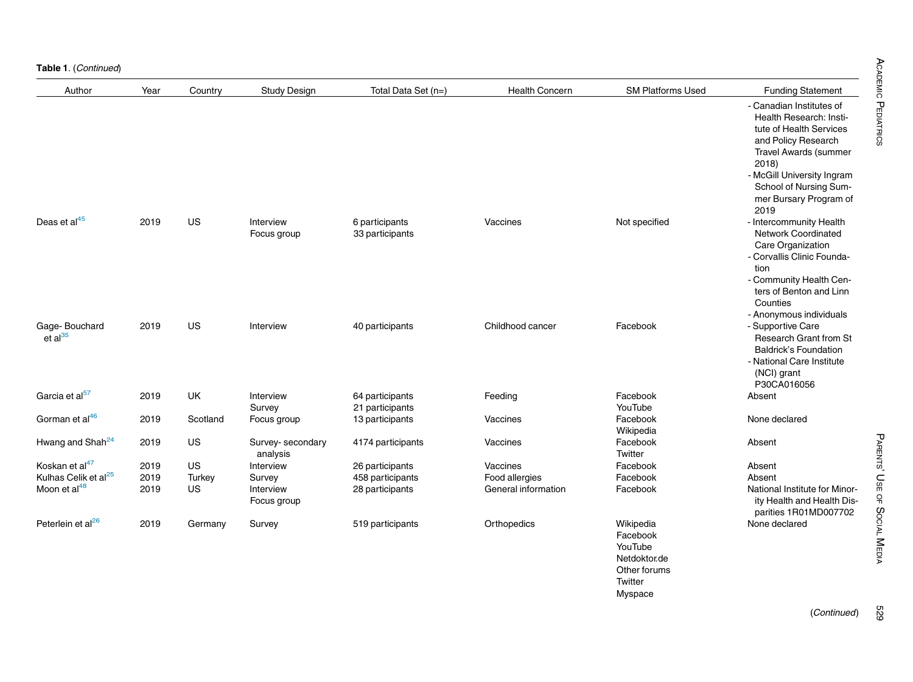**Table 1.** (*Continued*)

| Author | Year | Country | Study Design | Total Data Set (n=) | Health Concern | SM Platforms Used | Funding Statement |
|---|---|---|---|---|---|---|---|
| | | | | | | | - Canadian Institutes of Health Research: Institute of Health Services and Policy Research Travel Awards (summer 2018)<br>- McGill University Ingram School of Nursing Summer Bursary Program of 2019 |
| Deas et al[45] | 2019 | US | Interview<br>Focus group | 6 participants<br>33 participants | Vaccines | Not specified | - Intercommunity Health Network Coordinated Care Organization<br>- Corvallis Clinic Foundation<br>- Community Health Centers of Benton and Linn Counties<br>- Anonymous individuals |
| Gage- Bouchard et al[35] | 2019 | US | Interview | 40 participants | Childhood cancer | Facebook | - Supportive Care Research Grant from St Baldrick's Foundation<br>- National Care Institute (NCI) grant P30CA016056 |
| Garcia et al[57] | 2019 | UK | Interview<br>Survey | 64 participants<br>21 participants | Feeding | Facebook<br>YouTube | Absent |
| Gorman et al[46] | 2019 | Scotland | Focus group | 13 participants | Vaccines | Facebook<br>Wikipedia | None declared |
| Hwang and Shah[24] | 2019 | US | Survey- secondary analysis | 4174 participants | Vaccines | Facebook<br>Twitter | Absent |
| Koskan et al[47] | 2019 | US | Interview | 26 participants | Vaccines | Facebook | Absent |
| Kulhas Celik et al[25] | 2019 | Turkey | Survey | 458 participants | Food allergies | Facebook | Absent |
| Moon et al[48] | 2019 | US | Interview<br>Focus group | 28 participants | General information | Facebook | National Institute for Minority Health and Health Disparities 1R01MD007702 |
| Peterlein et al[26] | 2019 | Germany | Survey | 519 participants | Orthopedics | Wikipedia<br>Facebook<br>YouTube<br>Netdoktor.de<br>Other forums<br>Twitter<br>Myspace | None declared |

(*Continued*)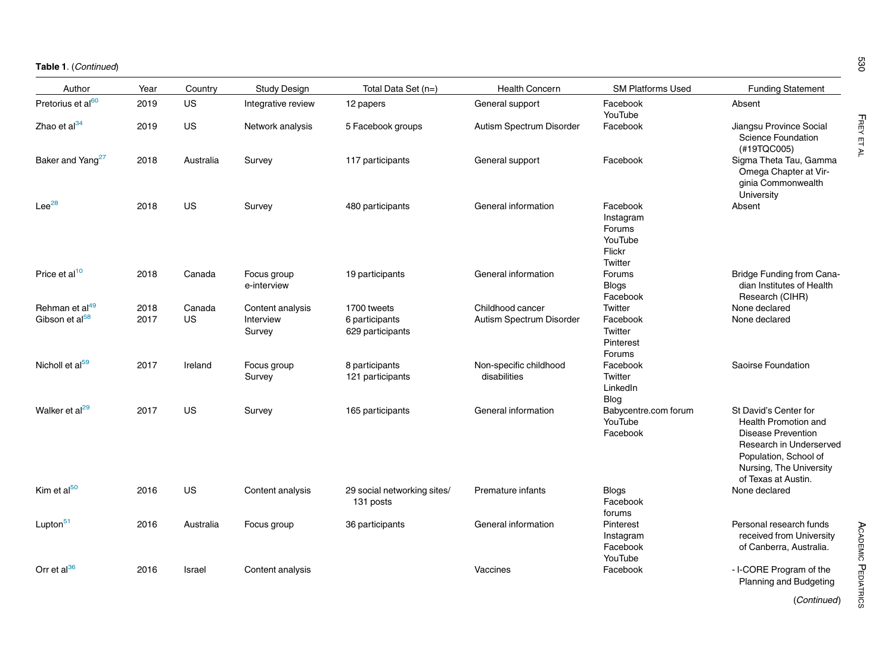**Table 1**. (*Continued*)

| Author | Year | Country | Study Design | Total Data Set (n=) | Health Concern | SM Platforms Used | Funding Statement |
|---|---|---|---|---|---|---|---|
| Pretorius et al[60] | 2019 | US | Integrative review | 12 papers | General support | Facebook<br>YouTube | Absent |
| Zhao et al[34] | 2019 | US | Network analysis | 5 Facebook groups | Autism Spectrum Disorder | Facebook | Jiangsu Province Social Science Foundation (#19TQC005) |
| Baker and Yang[27] | 2018 | Australia | Survey | 117 participants | General support | Facebook | Sigma Theta Tau, Gamma Omega Chapter at Virginia Commonwealth University |
| Lee[28] | 2018 | US | Survey | 480 participants | General information | Facebook<br>Instagram<br>Forums<br>YouTube<br>Flickr<br>Twitter | Absent |
| Price et al[10] | 2018 | Canada | Focus group<br>e-interview | 19 participants | General information | Forums<br>Blogs<br>Facebook | Bridge Funding from Canadian Institutes of Health Research (CIHR) |
| Rehman et al[49] | 2018 | Canada | Content analysis | 1700 tweets | Childhood cancer | Twitter | None declared |
| Gibson et al[58] | 2017 | US | Interview<br>Survey | 6 participants<br>629 participants | Autism Spectrum Disorder | Facebook<br>Twitter<br>Pinterest<br>Forums | None declared |
| Nicholl et al[59] | 2017 | Ireland | Focus group<br>Survey | 8 participants<br>121 participants | Non-specific childhood disabilities | Facebook<br>Twitter<br>LinkedIn<br>Blog | Saoirse Foundation |
| Walker et al[29] | 2017 | US | Survey | 165 participants | General information | Babycentre.com forum<br>YouTube<br>Facebook | St David's Center for Health Promotion and Disease Prevention Research in Underserved Population, School of Nursing, The University of Texas at Austin. |
| Kim et al[50] | 2016 | US | Content analysis | 29 social networking sites/ 131 posts | Premature infants | Blogs<br>Facebook<br>forums | None declared |
| Lupton[51] | 2016 | Australia | Focus group | 36 participants | General information | Pinterest<br>Instagram<br>Facebook<br>YouTube | Personal research funds received from University of Canberra, Australia. |
| Orr et al[36] | 2016 | Israel | Content analysis | | Vaccines | Facebook | - I-CORE Program of the Planning and Budgeting |

(*Continued*)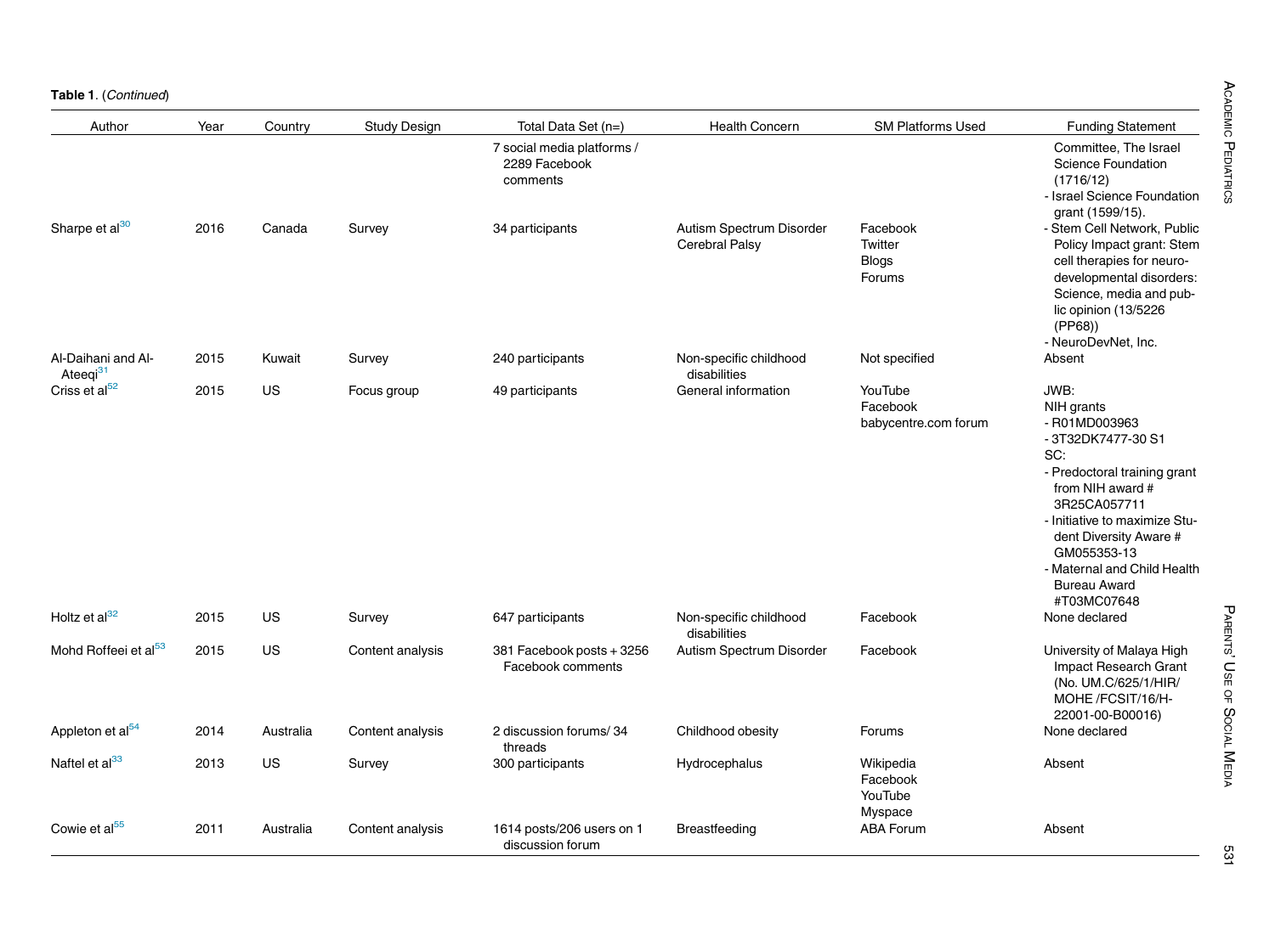**Table 1**. (*Continued*)

| Author | Year | Country | Study Design | Total Data Set (n=) | Health Concern | SM Platforms Used | Funding Statement |
|---|---|---|---|---|---|---|---|
| | | | | 7 social media platforms / 2289 Facebook comments | | | Committee, The Israel Science Foundation (1716/12) - Israel Science Foundation grant (1599/15). |
| Sharpe et al[30] | 2016 | Canada | Survey | 34 participants | Autism Spectrum Disorder Cerebral Palsy | Facebook Twitter Blogs Forums | - Stem Cell Network, Public Policy Impact grant: Stem cell therapies for neuro-developmental disorders: Science, media and public opinion (13/5226 (PP68)) - NeuroDevNet, Inc. |
| Al-Daihani and Al-Ateeqi[31] | 2015 | Kuwait | Survey | 240 participants | Non-specific childhood disabilities | Not specified | Absent |
| Criss et al[52] | 2015 | US | Focus group | 49 participants | General information | YouTube Facebook babycentre.com forum | JWB: NIH grants - R01MD003963 - 3T32DK7477-30 S1 SC: - Predoctoral training grant from NIH award # 3R25CA057711 - Initiative to maximize Student Diversity Aware # GM055353-13 - Maternal and Child Health Bureau Award #T03MC07648 |
| Holtz et al[32] | 2015 | US | Survey | 647 participants | Non-specific childhood disabilities | Facebook | None declared |
| Mohd Roffeei et al[53] | 2015 | US | Content analysis | 381 Facebook posts + 3256 Facebook comments | Autism Spectrum Disorder | Facebook | University of Malaya High Impact Research Grant (No. UM.C/625/1/HIR/MOHE /FCSIT/16/H-22001-00-B00016) |
| Appleton et al[54] | 2014 | Australia | Content analysis | 2 discussion forums/ 34 threads | Childhood obesity | Forums | None declared |
| Naftel et al[33] | 2013 | US | Survey | 300 participants | Hydrocephalus | Wikipedia Facebook YouTube Myspace | Absent |
| Cowie et al[55] | 2011 | Australia | Content analysis | 1614 posts/206 users on 1 discussion forum | Breastfeeding | ABA Forum | Absent |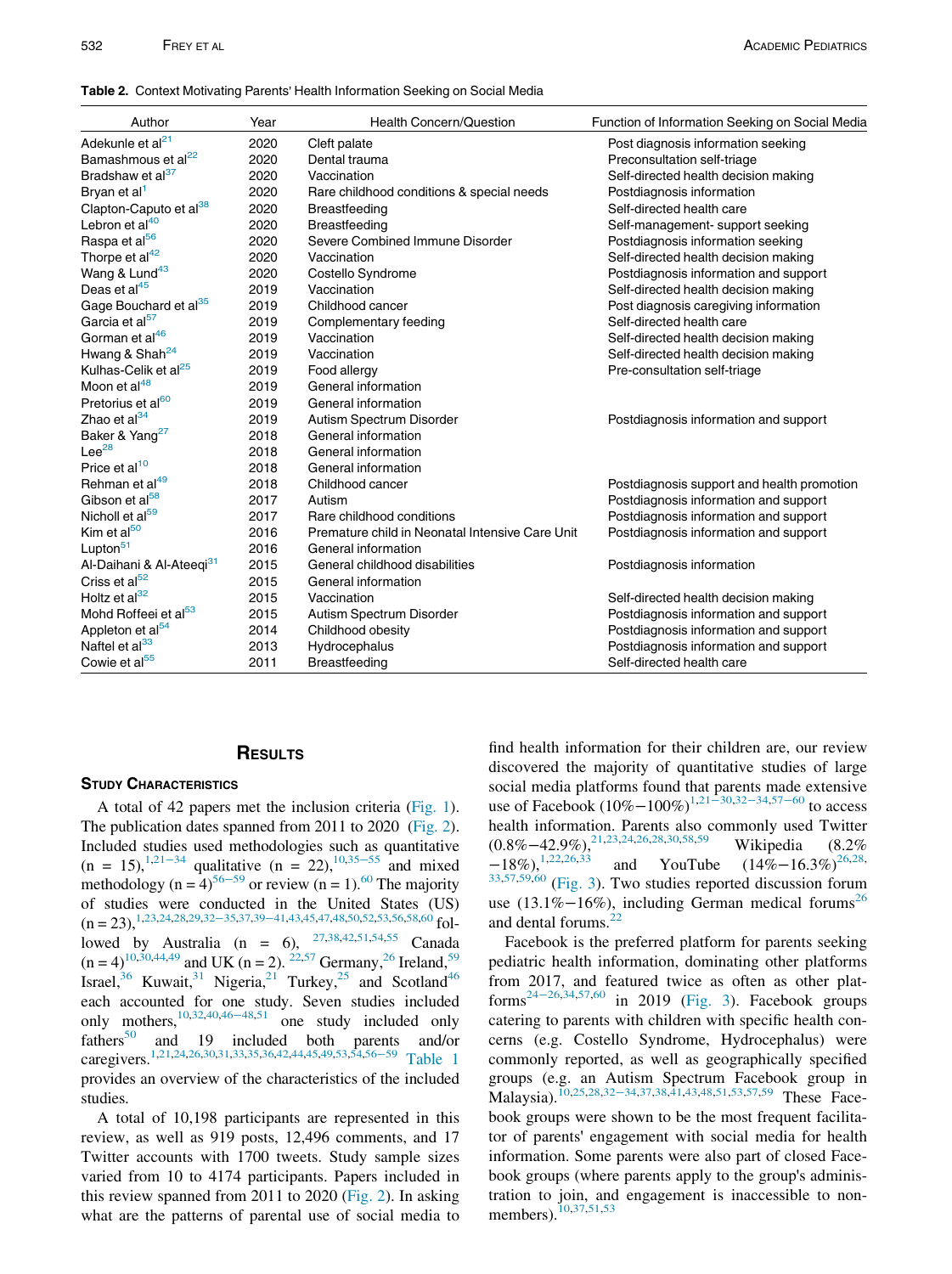**Table 2.** Context Motivating Parents' Health Information Seeking on Social Media

| Author | Year | Health Concern/Question | Function of Information Seeking on Social Media |
|---|---|---|---|
| Adekunle et al[21] | 2020 | Cleft palate | Post diagnosis information seeking |
| Bamashmous et al[22] | 2020 | Dental trauma | Preconsultation self-triage |
| Bradshaw et al[37] | 2020 | Vaccination | Self-directed health decision making |
| Bryan et al[1] | 2020 | Rare childhood conditions & special needs | Postdiagnosis information |
| Clapton-Caputo et al[38] | 2020 | Breastfeeding | Self-directed health care |
| Lebron et al[40] | 2020 | Breastfeeding | Self-management- support seeking |
| Raspa et al[56] | 2020 | Severe Combined Immune Disorder | Postdiagnosis information seeking |
| Thorpe et al[42] | 2020 | Vaccination | Self-directed health decision making |
| Wang & Lund[43] | 2020 | Costello Syndrome | Postdiagnosis information and support |
| Deas et al[45] | 2019 | Vaccination | Self-directed health decision making |
| Gage Bouchard et al[35] | 2019 | Childhood cancer | Post diagnosis caregiving information |
| Garcia et al[57] | 2019 | Complementary feeding | Self-directed health care |
| Gorman et al[46] | 2019 | Vaccination | Self-directed health decision making |
| Hwang & Shah[24] | 2019 | Vaccination | Self-directed health decision making |
| Kulhas-Celik et al[25] | 2019 | Food allergy | Pre-consultation self-triage |
| Moon et al[48] | 2019 | General information | |
| Pretorius et al[60] | 2019 | General information | |
| Zhao et al[34] | 2019 | Autism Spectrum Disorder | Postdiagnosis information and support |
| Baker & Yang[27] | 2018 | General information | |
| Lee[28] | 2018 | General information | |
| Price et al[10] | 2018 | General information | |
| Rehman et al[49] | 2018 | Childhood cancer | Postdiagnosis support and health promotion |
| Gibson et al[58] | 2017 | Autism | Postdiagnosis information and support |
| Nicholl et al[59] | 2017 | Rare childhood conditions | Postdiagnosis information and support |
| Kim et al[50] | 2016 | Premature child in Neonatal Intensive Care Unit | Postdiagnosis information and support |
| Lupton[51] | 2016 | General information | |
| Al-Daihani & Al-Ateeqi[31] | 2015 | General childhood disabilities | Postdiagnosis information |
| Criss et al[52] | 2015 | General information | |
| Holtz et al[32] | 2015 | Vaccination | Self-directed health decision making |
| Mohd Roffeei et al[53] | 2015 | Autism Spectrum Disorder | Postdiagnosis information and support |
| Appleton et al[54] | 2014 | Childhood obesity | Postdiagnosis information and support |
| Naftel et al[33] | 2013 | Hydrocephalus | Postdiagnosis information and support |
| Cowie et al[55] | 2011 | Breastfeeding | Self-directed health care |

## Results

### Study Characteristics

A total of 42 papers met the inclusion criteria (Fig. 1). The publication dates spanned from 2011 to 2020 (Fig. 2). Included studies used methodologies such as quantitative (n = 15),[1,21–34] qualitative (n = 22),[10,35–55] and mixed methodology (n = 4)[56–59] or review (n = 1).[60] The majority of studies were conducted in the United States (US) (n = 23),[1,23,24,28,29,32–35,37,39–41,43,45,47,48,50,52,53,56,58,60] followed by Australia (n = 6),[27,38,42,51,54,55] Canada (n = 4)[10,30,44,49] and UK (n = 2).[22,57] Germany,[26] Ireland,[59] Israel,[36] Kuwait,[31] Nigeria,[21] Turkey,[25] and Scotland[46] each accounted for one study. Seven studies included only mothers,[10,32,40,46–48,51] one study included only fathers[50] and 19 included both parents and/or caregivers.[1,21,24,26,30,31,33,35,36,42,44,45,49,53,54,56–59] Table 1 provides an overview of the characteristics of the included studies.

A total of 10,198 participants are represented in this review, as well as 919 posts, 12,496 comments, and 17 Twitter accounts with 1700 tweets. Study sample sizes varied from 10 to 4174 participants. Papers included in this review spanned from 2011 to 2020 (Fig. 2). In asking what are the patterns of parental use of social media to find health information for their children are, our review discovered the majority of quantitative studies of large social media platforms found that parents made extensive use of Facebook (10%−100%)[1,21–30,32–34,57–60] to access health information. Parents also commonly used Twitter (0.8%−42.9%),[21,23,24,26,28,30,58,59] Wikipedia (8.2%−18%),[1,22,26,33] and YouTube (14%−16.3%)[26,28,33,57,59,60] (Fig. 3). Two studies reported discussion forum use (13.1%−16%), including German medical forums[26] and dental forums.[22]

Facebook is the preferred platform for parents seeking pediatric health information, dominating other platforms from 2017, and featured twice as often as other platforms[24–26,34,57,60] in 2019 (Fig. 3). Facebook groups catering to parents with children with specific health concerns (e.g. Costello Syndrome, Hydrocephalus) were commonly reported, as well as geographically specified groups (e.g. an Autism Spectrum Facebook group in Malaysia).[10,25,28,32–34,37,38,41,43,48,51,53,57,59] These Facebook groups were shown to be the most frequent facilitator of parents' engagement with social media for health information. Some parents were also part of closed Facebook groups (where parents apply to the group's administration to join, and engagement is inaccessible to non-members).[10,37,51,53]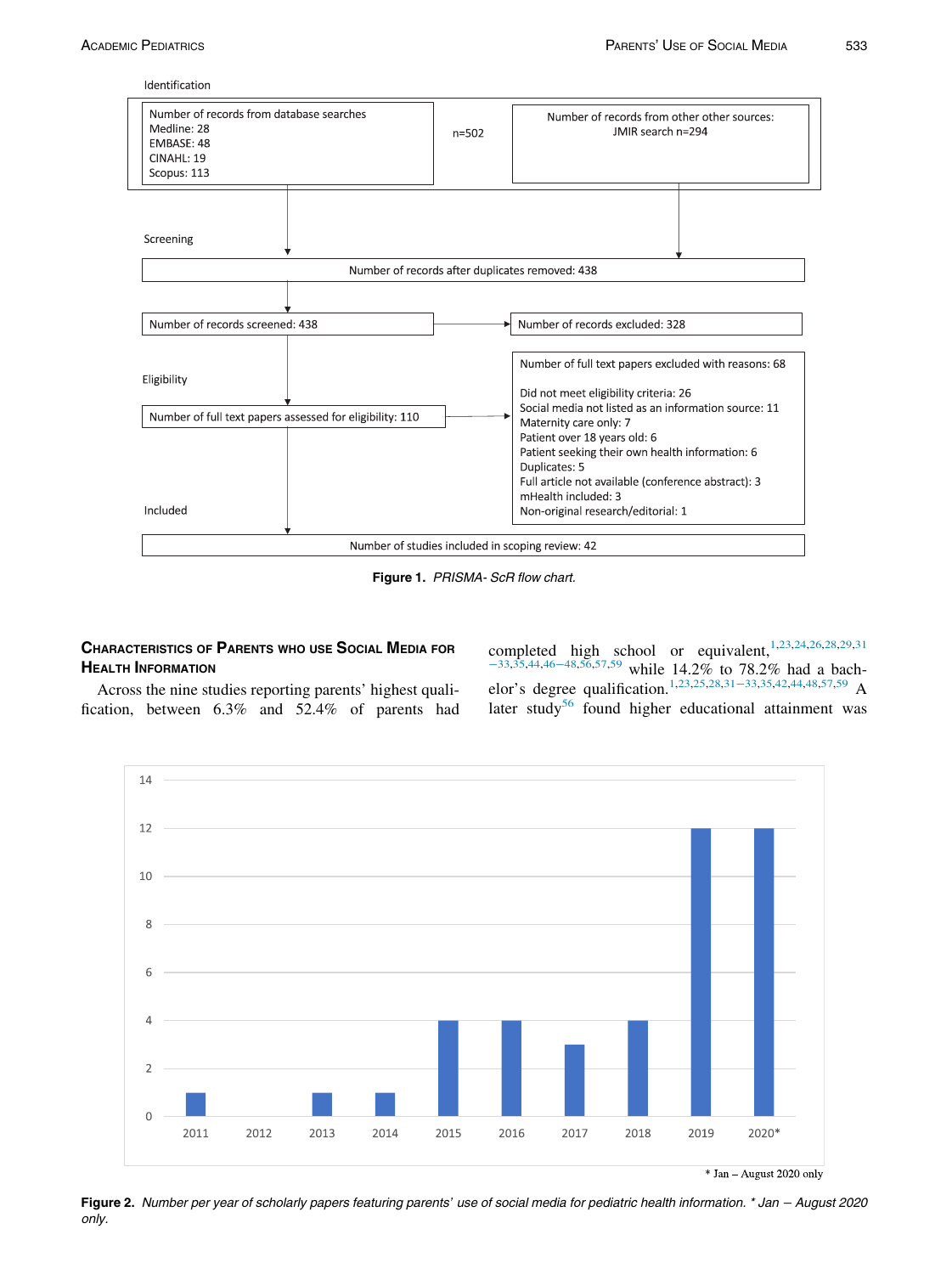**Identification**

Number of records from database searches
Medline: 28
EMBASE: 48
CINAHL: 19
Scopus: 113

n=502

Number of records from other other sources:
JMIR search n=294

**Screening**

Number of records after duplicates removed: 438

Number of records screened: 438

Number of records excluded: 328

**Eligibility**

Number of full text papers assessed for eligibility: 110

Number of full text papers excluded with reasons: 68

Did not meet eligibility criteria: 26
Social media not listed as an information source: 11
Maternity care only: 7
Patient over 18 years old: 6
Patient seeking their own health information: 6
Duplicates: 5
Full article not available (conference abstract): 3
mHealth included: 3
Non-original research/editorial: 1

**Included**

Number of studies included in scoping review: 42

**Figure 1.** *PRISMA- ScR flow chart.*

## Characteristics of Parents who use Social Media for Health Information

Across the nine studies reporting parents' highest qualification, between 6.3% and 52.4% of parents had completed high school or equivalent,[1,23,24,26,28,29,31–33,35,44,46–48,56,57,59] while 14.2% to 78.2% had a bachelor's degree qualification.[1,23,25,28,31–33,35,42,44,48,57,59] A later study[56] found higher educational attainment was

* Jan – August 2020 only

**Figure 2.** *Number per year of scholarly papers featuring parents' use of social media for pediatric health information. * Jan – August 2020 only.*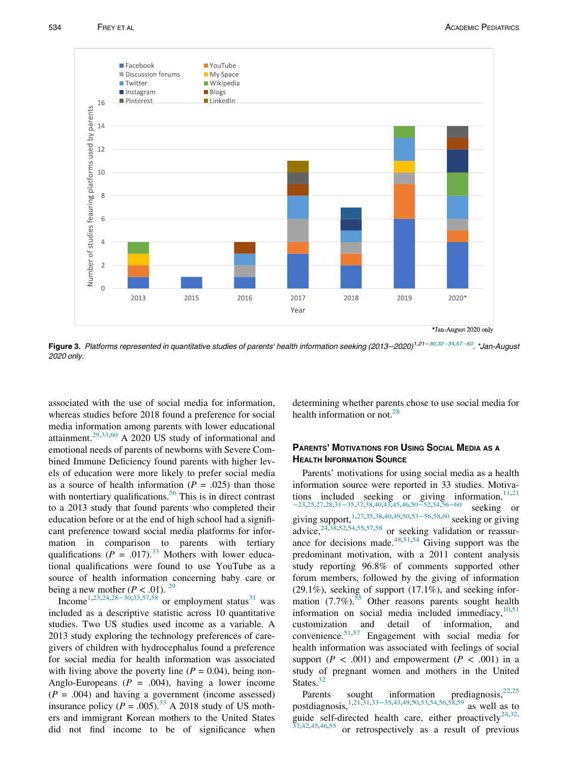**Figure 3.** *Platforms represented in quantitative studies of parents' health information seeking (2013–2020)[1,21–30,32–34,57–60]. \*Jan-August 2020 only.*

associated with the use of social media for information, whereas studies before 2018 found a preference for social media information among parents with lower educational attainment.[29,33,60] A 2020 US study of informational and emotional needs of parents of newborns with Severe Combined Immune Deficiency found parents with higher levels of education were more likely to prefer social media as a source of health information ($P$ = .025) than those with nontertiary qualifications.[56] This is in direct contrast to a 2013 study that found parents who completed their education before or at the end of high school had a significant preference toward social media platforms for information in comparison to parents with tertiary qualifications ($P$ = .017).[33] Mothers with lower educational qualifications were found to use YouTube as a source of health information concerning baby care or being a new mother ($P$ < .01).[29]

Income[1,23,24,28–30,33,57,58] or employment status[31] was included as a descriptive statistic across 10 quantitative studies. Two US studies used income as a variable. A 2013 study exploring the technology preferences of caregivers of children with hydrocephalus found a preference for social media for health information was associated with living above the poverty line ($P$ = 0.04), being non-Anglo-Europeans ($P$ = .004), having a lower income ($P$ = .004) and having a government (income assessed) insurance policy ($P$ = .005).[33] A 2018 study of US mothers and immigrant Korean mothers to the United States did not find income to be of significance when determining whether parents chose to use social media for health information or not.[28]

## Parents' Motivations for Using Social Media as a Health Information Source

Parents' motivations for using social media as a health information source were reported in 33 studies. Motivations included seeking or giving information,[11,21–23,25,27,28,31–35,37,38,40,43,45,46,50–52,54,56–60] seeking or giving support,[1,27,35,38,40,49,50,53–56,58,60] seeking or giving advice,[24,38,52,54,55,57,58] or seeking validation or reassurance for decisions made.[48,51,54] Giving support was the predominant motivation, with a 2011 content analysis study reporting 96.8% of comments supported other forum members, followed by the giving of information (29.1%), seeking of support (17.1%), and seeking information (7.7%).[55] Other reasons parents sought health information on social media included immediacy,[10,51] customization and detail of information, and convenience.[51,57] Engagement with social media for health information was associated with feelings of social support ($P$ < .001) and empowerment ($P$ < .001) in a study of pregnant women and mothers in the United States.[32]

Parents sought information prediagnosis,[22,25] postdiagnosis,[1,21,31,33–35,43,49,50,53,54,56,58,59] as well as to guide self-directed health care, either proactively[24,32,37,42,45,46,55] or retrospectively as a result of previous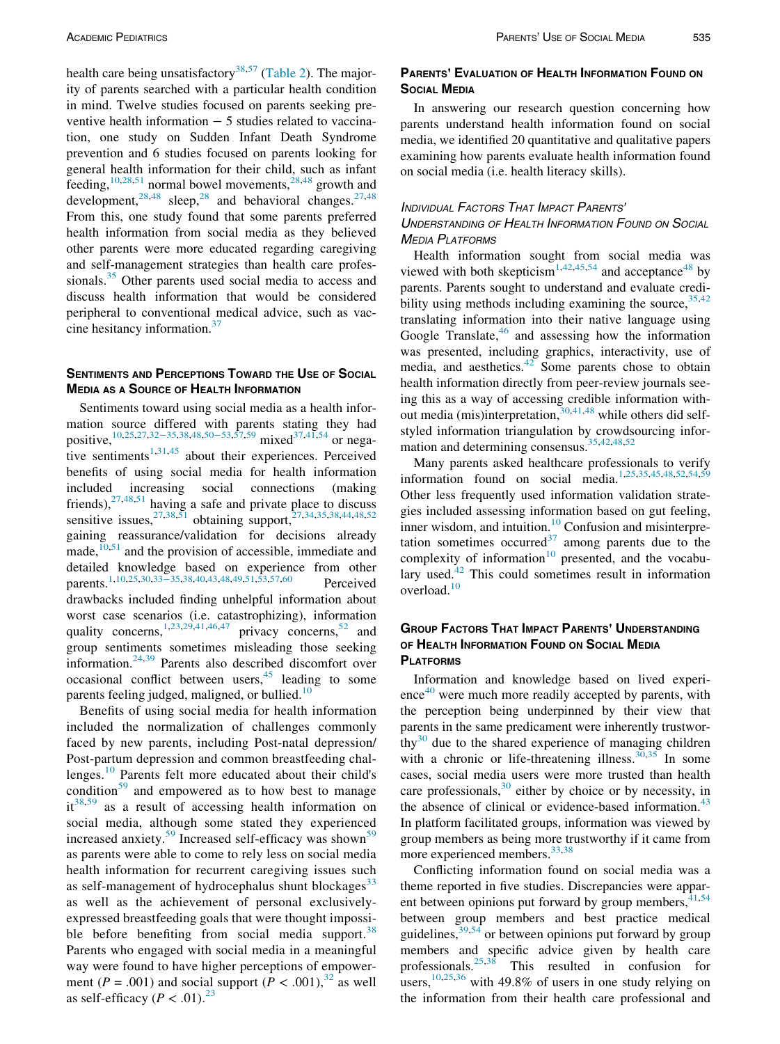health care being unsatisfactory[38,57] (Table 2). The majority of parents searched with a particular health condition in mind. Twelve studies focused on parents seeking preventive health information − 5 studies related to vaccination, one study on Sudden Infant Death Syndrome prevention and 6 studies focused on parents looking for general health information for their child, such as infant feeding,[10,28,51] normal bowel movements,[28,48] growth and development,[28,48] sleep,[28] and behavioral changes.[27,48] From this, one study found that some parents preferred health information from social media as they believed other parents were more educated regarding caregiving and self-management strategies than health care professionals.[35] Other parents used social media to access and discuss health information that would be considered peripheral to conventional medical advice, such as vaccine hesitancy information.[37]

## Sentiments and Perceptions Toward the Use of Social Media as a Source of Health Information

Sentiments toward using social media as a health information source differed with parents stating they had positive,[10,25,27,32–35,38,48,50–53,57,59] mixed[37,41,54] or negative sentiments[1,31,45] about their experiences. Perceived benefits of using social media for health information included increasing social connections (making friends),[27,48,51] having a safe and private place to discuss sensitive issues,[27,38,51] obtaining support,[27,34,35,38,44,48,52] gaining reassurance/validation for decisions already made,[10,51] and the provision of accessible, immediate and detailed knowledge based on experience from other parents.[1,10,25,30,33–35,38,40,43,48,49,51,53,57,60] Perceived drawbacks included finding unhelpful information about worst case scenarios (i.e. catastrophizing), information quality concerns,[1,23,29,41,46,47] privacy concerns,[52] and group sentiments sometimes misleading those seeking information.[24,39] Parents also described discomfort over occasional conflict between users,[45] leading to some parents feeling judged, maligned, or bullied.[10]

Benefits of using social media for health information included the normalization of challenges commonly faced by new parents, including Post-natal depression/Post-partum depression and common breastfeeding challenges.[10] Parents felt more educated about their child's condition[59] and empowered as to how best to manage it[38,59] as a result of accessing health information on social media, although some stated they experienced increased anxiety.[59] Increased self-efficacy was shown[59] as parents were able to come to rely less on social media health information for recurrent caregiving issues such as self-management of hydrocephalus shunt blockages[33] as well as the achievement of personal exclusively-expressed breastfeeding goals that were thought impossible before benefiting from social media support.[38] Parents who engaged with social media in a meaningful way were found to have higher perceptions of empowerment ($P$ = .001) and social support ($P < .001$),[32] as well as self-efficacy ($P < .01$).[23]

## Parents' Evaluation of Health Information Found on Social Media

In answering our research question concerning how parents understand health information found on social media, we identified 20 quantitative and qualitative papers examining how parents evaluate health information found on social media (i.e. health literacy skills).

### Individual Factors That Impact Parents' Understanding of Health Information Found on Social Media Platforms

Health information sought from social media was viewed with both skepticism[1,42,45,54] and acceptance[48] by parents. Parents sought to understand and evaluate credibility using methods including examining the source,[35,42] translating information into their native language using Google Translate,[46] and assessing how the information was presented, including graphics, interactivity, use of media, and aesthetics.[42] Some parents chose to obtain health information directly from peer-review journals seeing this as a way of accessing credible information without media (mis)interpretation,[30,41,48] while others did self-styled information triangulation by crowdsourcing information and determining consensus.[35,42,48,52]

Many parents asked healthcare professionals to verify information found on social media.[1,25,35,45,48,52,54,59] Other less frequently used information validation strategies included assessing information based on gut feeling, inner wisdom, and intuition.[10] Confusion and misinterpretation sometimes occurred[37] among parents due to the complexity of information[10] presented, and the vocabulary used.[42] This could sometimes result in information overload.[10]

## Group Factors That Impact Parents' Understanding of Health Information Found on Social Media Platforms

Information and knowledge based on lived experience[40] were much more readily accepted by parents, with the perception being underpinned by their view that parents in the same predicament were inherently trustworthy[30] due to the shared experience of managing children with a chronic or life-threatening illness.[30,35] In some cases, social media users were more trusted than health care professionals,[30] either by choice or by necessity, in the absence of clinical or evidence-based information.[43] In platform facilitated groups, information was viewed by group members as being more trustworthy if it came from more experienced members.[33,38]

Conflicting information found on social media was a theme reported in five studies. Discrepancies were apparent between opinions put forward by group members,[41,54] between group members and best practice medical guidelines,[39,54] or between opinions put forward by group members and specific advice given by health care professionals.[25,38] This resulted in confusion for users,[10,25,36] with 49.8% of users in one study relying on the information from their health care professional and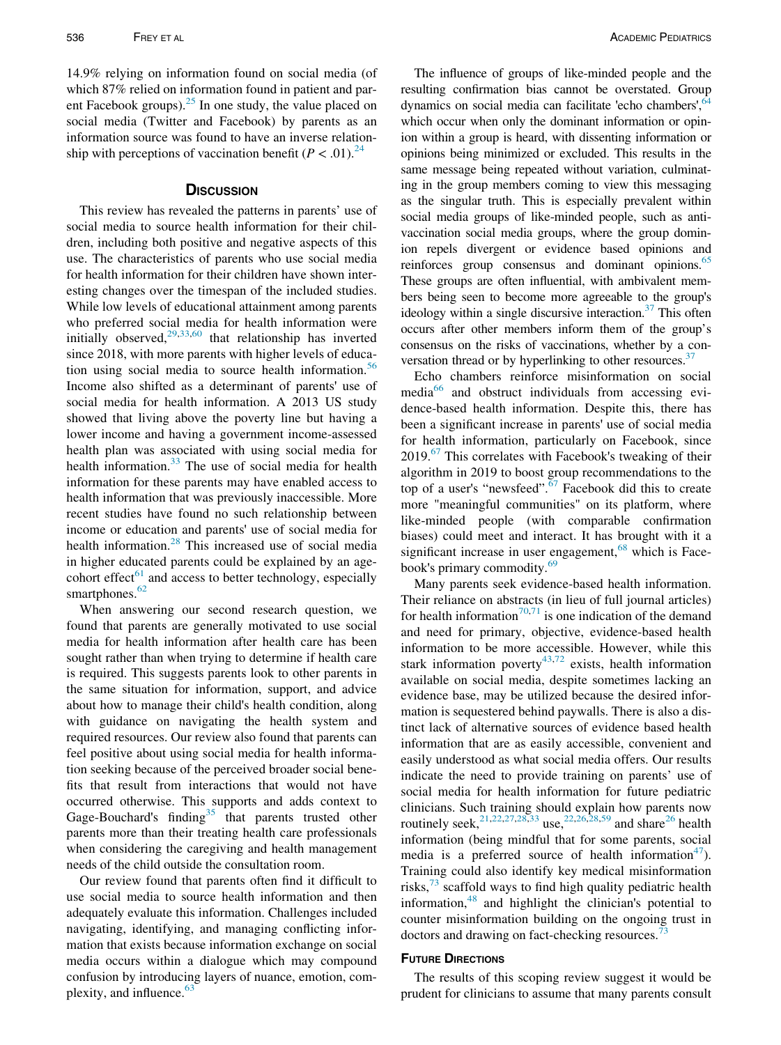14.9% relying on information found on social media (of which 87% relied on information found in patient and parent Facebook groups).[25] In one study, the value placed on social media (Twitter and Facebook) by parents as an information source was found to have an inverse relationship with perceptions of vaccination benefit ($P < .01$).[24]

## Discussion

This review has revealed the patterns in parents' use of social media to source health information for their children, including both positive and negative aspects of this use. The characteristics of parents who use social media for health information for their children have shown interesting changes over the timespan of the included studies. While low levels of educational attainment among parents who preferred social media for health information were initially observed,[29,33,60] that relationship has inverted since 2018, with more parents with higher levels of education using social media to source health information.[56] Income also shifted as a determinant of parents' use of social media for health information. A 2013 US study showed that living above the poverty line but having a lower income and having a government income-assessed health plan was associated with using social media for health information.[33] The use of social media for health information for these parents may have enabled access to health information that was previously inaccessible. More recent studies have found no such relationship between income or education and parents' use of social media for health information.[28] This increased use of social media in higher educated parents could be explained by an age-cohort effect[61] and access to better technology, especially smartphones.[62]

When answering our second research question, we found that parents are generally motivated to use social media for health information after health care has been sought rather than when trying to determine if health care is required. This suggests parents look to other parents in the same situation for information, support, and advice about how to manage their child's health condition, along with guidance on navigating the health system and required resources. Our review also found that parents can feel positive about using social media for health information seeking because of the perceived broader social benefits that result from interactions that would not have occurred otherwise. This supports and adds context to Gage-Bouchard's finding[35] that parents trusted other parents more than their treating health care professionals when considering the caregiving and health management needs of the child outside the consultation room.

Our review found that parents often find it difficult to use social media to source health information and then adequately evaluate this information. Challenges included navigating, identifying, and managing conflicting information that exists because information exchange on social media occurs within a dialogue which may compound confusion by introducing layers of nuance, emotion, complexity, and influence.[63]

The influence of groups of like-minded people and the resulting confirmation bias cannot be overstated. Group dynamics on social media can facilitate 'echo chambers',[64] which occur when only the dominant information or opinion within a group is heard, with dissenting information or opinions being minimized or excluded. This results in the same message being repeated without variation, culminating in the group members coming to view this messaging as the singular truth. This is especially prevalent within social media groups of like-minded people, such as anti-vaccination social media groups, where the group dominion repels divergent or evidence based opinions and reinforces group consensus and dominant opinions.[65] These groups are often influential, with ambivalent members being seen to become more agreeable to the group's ideology within a single discursive interaction.[37] This often occurs after other members inform them of the group's consensus on the risks of vaccinations, whether by a conversation thread or by hyperlinking to other resources.[37]

Echo chambers reinforce misinformation on social media[66] and obstruct individuals from accessing evidence-based health information. Despite this, there has been a significant increase in parents' use of social media for health information, particularly on Facebook, since 2019.[67] This correlates with Facebook's tweaking of their algorithm in 2019 to boost group recommendations to the top of a user's "newsfeed".[67] Facebook did this to create more "meaningful communities" on its platform, where like-minded people (with comparable confirmation biases) could meet and interact. It has brought with it a significant increase in user engagement,[68] which is Facebook's primary commodity.[69]

Many parents seek evidence-based health information. Their reliance on abstracts (in lieu of full journal articles) for health information[70,71] is one indication of the demand and need for primary, objective, evidence-based health information to be more accessible. However, while this stark information poverty[43,72] exists, health information available on social media, despite sometimes lacking an evidence base, may be utilized because the desired information is sequestered behind paywalls. There is also a distinct lack of alternative sources of evidence based health information that are as easily accessible, convenient and easily understood as what social media offers. Our results indicate the need to provide training on parents' use of social media for health information for future pediatric clinicians. Such training should explain how parents now routinely seek,[21,22,27,28,33] use,[22,26,28,59] and share[26] health information (being mindful that for some parents, social media is a preferred source of health information[47]). Training could also identify key medical misinformation risks,[73] scaffold ways to find high quality pediatric health information,[48] and highlight the clinician's potential to counter misinformation building on the ongoing trust in doctors and drawing on fact-checking resources.[73]

### Future Directions

The results of this scoping review suggest it would be prudent for clinicians to assume that many parents consult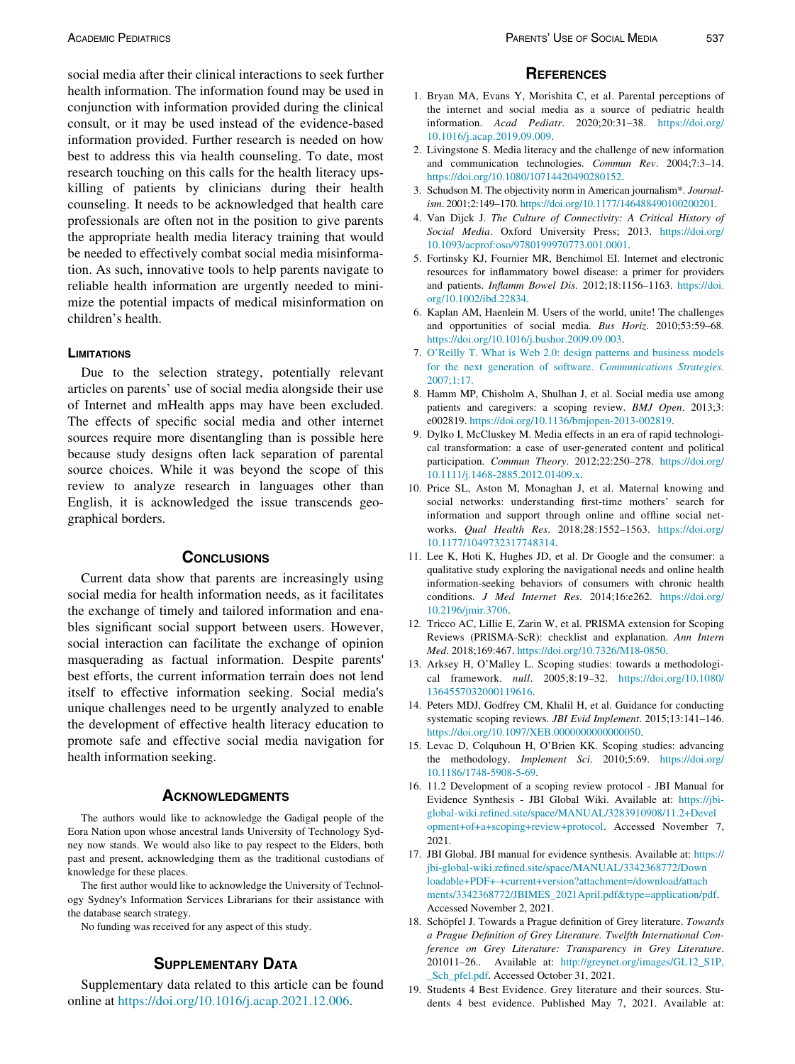social media after their clinical interactions to seek further health information. The information found may be used in conjunction with information provided during the clinical consult, or it may be used instead of the evidence-based information provided. Further research is needed on how best to address this via health counseling. To date, most research touching on this calls for the health literacy upskilling of patients by clinicians during their health counseling. It needs to be acknowledged that health care professionals are often not in the position to give parents the appropriate health media literacy training that would be needed to effectively combat social media misinformation. As such, innovative tools to help parents navigate to reliable health information are urgently needed to minimize the potential impacts of medical misinformation on children's health.

## Limitations

Due to the selection strategy, potentially relevant articles on parents' use of social media alongside their use of Internet and mHealth apps may have been excluded. The effects of specific social media and other internet sources require more disentangling than is possible here because study designs often lack separation of parental source choices. While it was beyond the scope of this review to analyze research in languages other than English, it is acknowledged the issue transcends geographical borders.

## Conclusions

Current data show that parents are increasingly using social media for health information needs, as it facilitates the exchange of timely and tailored information and enables significant social support between users. However, social interaction can facilitate the exchange of opinion masquerading as factual information. Despite parents' best efforts, the current information terrain does not lend itself to effective information seeking. Social media's unique challenges need to be urgently analyzed to enable the development of effective health literacy education to promote safe and effective social media navigation for health information seeking.

## Acknowledgments

The authors would like to acknowledge the Gadigal people of the Eora Nation upon whose ancestral lands University of Technology Sydney now stands. We would also like to pay respect to the Elders, both past and present, acknowledging them as the traditional custodians of knowledge for these places.

The first author would like to acknowledge the University of Technology Sydney's Information Services Librarians for their assistance with the database search strategy.

No funding was received for any aspect of this study.

## Supplementary Data

Supplementary data related to this article can be found online at https://doi.org/10.1016/j.acap.2021.12.006.

## References

1. Bryan MA, Evans Y, Morishita C, et al. Parental perceptions of the internet and social media as a source of pediatric health information. *Acad Pediatr*. 2020;20:31–38. https://doi.org/10.1016/j.acap.2019.09.009.
2. Livingstone S. Media literacy and the challenge of new information and communication technologies. *Commun Rev*. 2004;7:3–14. https://doi.org/10.1080/10714420490280152.
3. Schudson M. The objectivity norm in American journalism\*. *Journalism*. 2001;2:149–170. https://doi.org/10.1177/146488490100200201.
4. Van Dijck J. *The Culture of Connectivity: A Critical History of Social Media*. Oxford University Press; 2013. https://doi.org/10.1093/acprof:oso/9780199970773.001.0001.
5. Fortinsky KJ, Fournier MR, Benchimol EI. Internet and electronic resources for inflammatory bowel disease: a primer for providers and patients. *Inflamm Bowel Dis*. 2012;18:1156–1163. https://doi.org/10.1002/ibd.22834.
6. Kaplan AM, Haenlein M. Users of the world, unite! The challenges and opportunities of social media. *Bus Horiz*. 2010;53:59–68. https://doi.org/10.1016/j.bushor.2009.09.003.
7. O'Reilly T. What is Web 2.0: design patterns and business models for the next generation of software. *Communications Strategies*. 2007;1:17.
8. Hamm MP, Chisholm A, Shulhan J, et al. Social media use among patients and caregivers: a scoping review. *BMJ Open*. 2013;3:e002819. https://doi.org/10.1136/bmjopen-2013-002819.
9. Dylko I, McCluskey M. Media effects in an era of rapid technological transformation: a case of user-generated content and political participation. *Commun Theory*. 2012;22:250–278. https://doi.org/10.1111/j.1468-2885.2012.01409.x.
10. Price SL, Aston M, Monaghan J, et al. Maternal knowing and social networks: understanding first-time mothers' search for information and support through online and offline social networks. *Qual Health Res*. 2018;28:1552–1563. https://doi.org/10.1177/1049732317748314.
11. Lee K, Hoti K, Hughes JD, et al. Dr Google and the consumer: a qualitative study exploring the navigational needs and online health information-seeking behaviors of consumers with chronic health conditions. *J Med Internet Res*. 2014;16:e262. https://doi.org/10.2196/jmir.3706.
12. Tricco AC, Lillie E, Zarin W, et al. PRISMA extension for Scoping Reviews (PRISMA-ScR): checklist and explanation. *Ann Intern Med*. 2018;169:467. https://doi.org/10.7326/M18-0850.
13. Arksey H, O'Malley L. Scoping studies: towards a methodological framework. *null*. 2005;8:19–32. https://doi.org/10.1080/1364557032000119616.
14. Peters MDJ, Godfrey CM, Khalil H, et al. Guidance for conducting systematic scoping reviews. *JBI Evid Implement*. 2015;13:141–146. https://doi.org/10.1097/XEB.0000000000000050.
15. Levac D, Colquhoun H, O'Brien KK. Scoping studies: advancing the methodology. *Implement Sci*. 2010;5:69. https://doi.org/10.1186/1748-5908-5-69.
16. 11.2 Development of a scoping review protocol - JBI Manual for Evidence Synthesis - JBI Global Wiki. Available at: https://jbi-global-wiki.refined.site/space/MANUAL/3283910908/11.2+Development+of+a+scoping+review+protocol. Accessed November 7, 2021.
17. JBI Global. JBI manual for evidence synthesis. Available at: https://jbi-global-wiki.refined.site/space/MANUAL/3342368772/Downloadable+PDF+-+current+version?attachment=/download/attachments/3342368772/JBIMES_2021April.pdf&type=application/pdf. Accessed November 2, 2021.
18. Schöpfel J. Towards a Prague definition of Grey literature. *Towards a Prague Definition of Grey Literature. Twelfth International Conference on Grey Literature: Transparency in Grey Literature*. 201011–26.. Available at: http://greynet.org/images/GL12_S1P,_Sch_pfel.pdf. Accessed October 31, 2021.
19. Students 4 Best Evidence. Grey literature and their sources. Students 4 best evidence. Published May 7, 2021. Available at: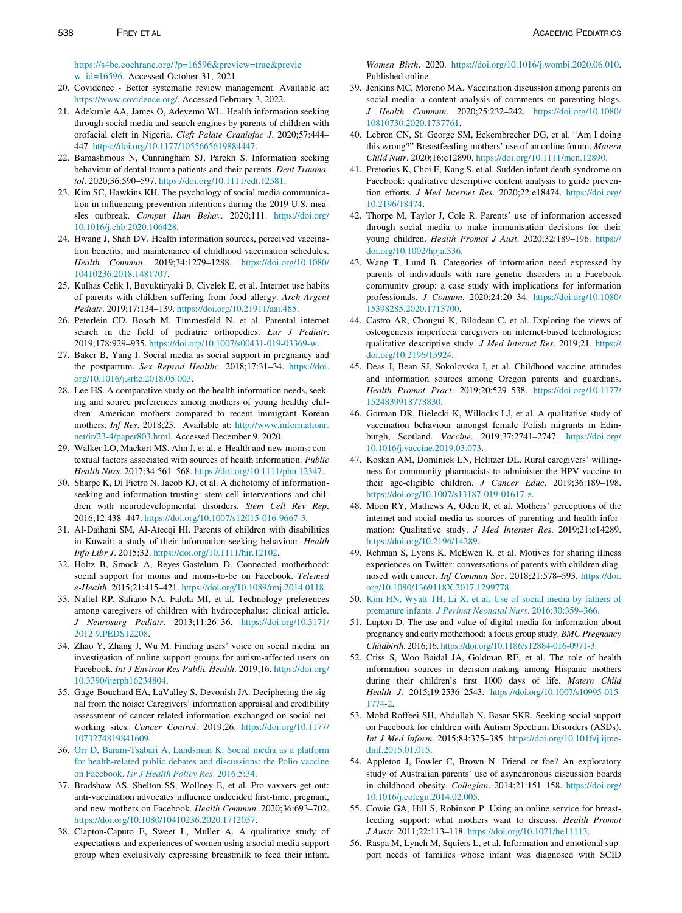https://s4be.cochrane.org/?p=16596&preview=true&preview_id=16596. Accessed October 31, 2021.

20. Covidence - Better systematic review management. Available at: https://www.covidence.org/. Accessed February 3, 2022.
21. Adekunle AA, James O, Adeyemo WL. Health information seeking through social media and search engines by parents of children with orofacial cleft in Nigeria. *Cleft Palate Craniofac J*. 2020;57:444–447. https://doi.org/10.1177/1055665619884447.
22. Bamashmous N, Cunningham SJ, Parekh S. Information seeking behaviour of dental trauma patients and their parents. *Dent Traumatol*. 2020;36:590–597. https://doi.org/10.1111/edt.12581.
23. Kim SC, Hawkins KH. The psychology of social media communication in influencing prevention intentions during the 2019 U.S. measles outbreak. *Comput Hum Behav*. 2020;111. https://doi.org/10.1016/j.chb.2020.106428.
24. Hwang J, Shah DV. Health information sources, perceived vaccination benefits, and maintenance of childhood vaccination schedules. *Health Commun*. 2019;34:1279–1288. https://doi.org/10.1080/10410236.2018.1481707.
25. Kulhas Celik I, Buyuktiryaki B, Civelek E, et al. Internet use habits of parents with children suffering from food allergy. *Arch Argent Pediatr*. 2019;17:134–139. https://doi.org/10.21911/aai.485.
26. Peterlein CD, Bosch M, Timmesfeld N, et al. Parental internet search in the field of pediatric orthopedics. *Eur J Pediatr*. 2019;178:929–935. https://doi.org/10.1007/s00431-019-03369-w.
27. Baker B, Yang I. Social media as social support in pregnancy and the postpartum. *Sex Reprod Healthc*. 2018;17:31–34. https://doi.org/10.1016/j.srhc.2018.05.003.
28. Lee HS. A comparative study on the health information needs, seeking and source preferences among mothers of young healthy children: American mothers compared to recent immigrant Korean mothers. *Inf Res*. 2018;23. Available at: http://www.informationr.net/ir/23-4/paper803.html. Accessed December 9, 2020.
29. Walker LO, Mackert MS, Ahn J, et al. e-Health and new moms: contextual factors associated with sources of health information. *Public Health Nurs*. 2017;34:561–568. https://doi.org/10.1111/phn.12347.
30. Sharpe K, Di Pietro N, Jacob KJ, et al. A dichotomy of information-seeking and information-trusting: stem cell interventions and children with neurodevelopmental disorders. *Stem Cell Rev Rep*. 2016;12:438–447. https://doi.org/10.1007/s12015-016-9667-3.
31. Al-Daihani SM, Al-Ateeqi HI. Parents of children with disabilities in Kuwait: a study of their information seeking behaviour. *Health Info Libr J*. 2015;32. https://doi.org/10.1111/hir.12102.
32. Holtz B, Smock A, Reyes-Gastelum D. Connected motherhood: social support for moms and moms-to-be on Facebook. *Telemed e-Health*. 2015;21:415–421. https://doi.org/10.1089/tmj.2014.0118.
33. Naftel RP, Safiano NA, Falola MI, et al. Technology preferences among caregivers of children with hydrocephalus: clinical article. *J Neurosurg Pediatr*. 2013;11:26–36. https://doi.org/10.3171/2012.9.PEDS12208.
34. Zhao Y, Zhang J, Wu M. Finding users' voice on social media: an investigation of online support groups for autism-affected users on Facebook. *Int J Environ Res Public Health*. 2019;16. https://doi.org/10.3390/ijerph16234804.
35. Gage-Bouchard EA, LaValley S, Devonish JA. Deciphering the signal from the noise: Caregivers' information appraisal and credibility assessment of cancer-related information exchanged on social networking sites. *Cancer Control*. 2019;26. https://doi.org/10.1177/1073274819841609.
36. Orr D, Baram-Tsabari A, Landsman K. Social media as a platform for health-related public debates and discussions: the Polio vaccine on Facebook. *Isr J Health Policy Res*. 2016;5:34.
37. Bradshaw AS, Shelton SS, Wollney E, et al. Pro-vaxxers get out: anti-vaccination advocates influence undecided first-time, pregnant, and new mothers on Facebook. *Health Commun*. 2020;36:693–702. https://doi.org/10.1080/10410236.2020.1712037.
38. Clapton-Caputo E, Sweet L, Muller A. A qualitative study of expectations and experiences of women using a social media support group when exclusively expressing breastmilk to feed their infant. *Women Birth*. 2020. https://doi.org/10.1016/j.wombi.2020.06.010. Published online.
39. Jenkins MC, Moreno MA. Vaccination discussion among parents on social media: a content analysis of comments on parenting blogs. *J Health Commun*. 2020;25:232–242. https://doi.org/10.1080/10810730.2020.1737761.
40. Lebron CN, St. George SM, Eckembrecher DG, et al. "Am I doing this wrong?" Breastfeeding mothers' use of an online forum. *Matern Child Nutr*. 2020;16:e12890. https://doi.org/10.1111/mcn.12890.
41. Pretorius K, Choi E, Kang S, et al. Sudden infant death syndrome on Facebook: qualitative descriptive content analysis to guide prevention efforts. *J Med Internet Res*. 2020;22:e18474. https://doi.org/10.2196/18474.
42. Thorpe M, Taylor J, Cole R. Parents' use of information accessed through social media to make immunisation decisions for their young children. *Health Promot J Aust*. 2020;32:189–196. https://doi.org/10.1002/hpja.336.
43. Wang T, Lund B. Categories of information need expressed by parents of individuals with rare genetic disorders in a Facebook community group: a case study with implications for information professionals. *J Consum*. 2020;24:20–34. https://doi.org/10.1080/15398285.2020.1713700.
44. Castro AR, Chougui K, Bilodeau C, et al. Exploring the views of osteogenesis imperfecta caregivers on internet-based technologies: qualitative descriptive study. *J Med Internet Res*. 2019;21. https://doi.org/10.2196/15924.
45. Deas J, Bean SJ, Sokolovska I, et al. Childhood vaccine attitudes and information sources among Oregon parents and guardians. *Health Promot Pract*. 2019;20:529–538. https://doi.org/10.1177/1524839918778830.
46. Gorman DR, Bielecki K, Willocks LJ, et al. A qualitative study of vaccination behaviour amongst female Polish migrants in Edinburgh, Scotland. *Vaccine*. 2019;37:2741–2747. https://doi.org/10.1016/j.vaccine.2019.03.073.
47. Koskan AM, Dominick LN, Helitzer DL. Rural caregivers' willingness for community pharmacists to administer the HPV vaccine to their age-eligible children. *J Cancer Educ*. 2019;36:189–198. https://doi.org/10.1007/s13187-019-01617-z.
48. Moon RY, Mathews A, Oden R, et al. Mothers' perceptions of the internet and social media as sources of parenting and health information: Qualitative study. *J Med Internet Res*. 2019;21:e14289. https://doi.org/10.2196/14289.
49. Rehman S, Lyons K, McEwen R, et al. Motives for sharing illness experiences on Twitter: conversations of parents with children diagnosed with cancer. *Inf Commun Soc*. 2018;21:578–593. https://doi.org/10.1080/1369118X.2017.1299778.
50. Kim HN, Wyatt TH, Li X, et al. Use of social media by fathers of premature infants. *J Perinat Neonatal Nurs*. 2016;30:359–366.
51. Lupton D. The use and value of digital media for information about pregnancy and early motherhood: a focus group study. *BMC Pregnancy Childbirth*. 2016;16. https://doi.org/10.1186/s12884-016-0971-3.
52. Criss S, Woo Baidal JA, Goldman RE, et al. The role of health information sources in decision-making among Hispanic mothers during their children's first 1000 days of life. *Matern Child Health J*. 2015;19:2536–2543. https://doi.org/10.1007/s10995-015-1774-2.
53. Mohd Roffeei SH, Abdullah N, Basar SKR. Seeking social support on Facebook for children with Autism Spectrum Disorders (ASDs). *Int J Med Inform*. 2015;84:375–385. https://doi.org/10.1016/j.ijmedinf.2015.01.015.
54. Appleton J, Fowler C, Brown N. Friend or foe? An exploratory study of Australian parents' use of asynchronous discussion boards in childhood obesity. *Collegian*. 2014;21:151–158. https://doi.org/10.1016/j.colegn.2014.02.005.
55. Cowie GA, Hill S, Robinson P. Using an online service for breastfeeding support: what mothers want to discuss. *Health Promot J Austr*. 2011;22:113–118. https://doi.org/10.1071/he11113.
56. Raspa M, Lynch M, Squiers L, et al. Information and emotional support needs of families whose infant was diagnosed with SCID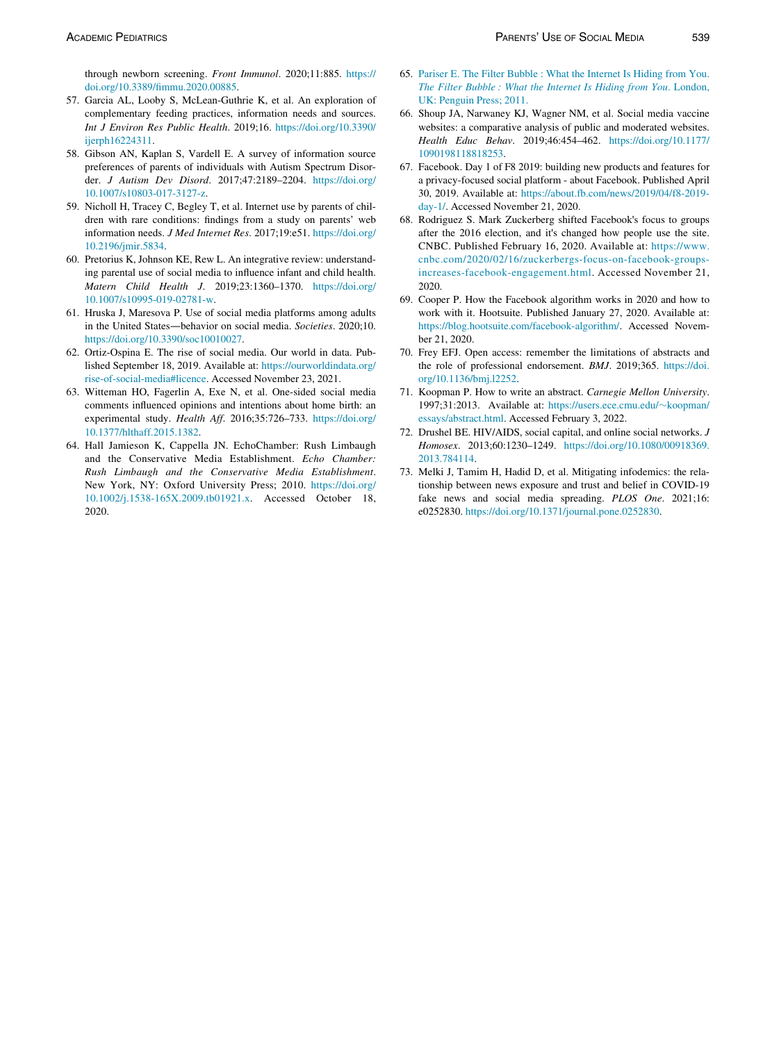through newborn screening. *Front Immunol*. 2020;11:885. https://doi.org/10.3389/fimmu.2020.00885.

57. Garcia AL, Looby S, McLean-Guthrie K, et al. An exploration of complementary feeding practices, information needs and sources. *Int J Environ Res Public Health*. 2019;16. https://doi.org/10.3390/ijerph16224311.
58. Gibson AN, Kaplan S, Vardell E. A survey of information source preferences of parents of individuals with Autism Spectrum Disorder. *J Autism Dev Disord*. 2017;47:2189–2204. https://doi.org/10.1007/s10803-017-3127-z.
59. Nicholl H, Tracey C, Begley T, et al. Internet use by parents of children with rare conditions: findings from a study on parents' web information needs. *J Med Internet Res*. 2017;19:e51. https://doi.org/10.2196/jmir.5834.
60. Pretorius K, Johnson KE, Rew L. An integrative review: understanding parental use of social media to influence infant and child health. *Matern Child Health J*. 2019;23:1360–1370. https://doi.org/10.1007/s10995-019-02781-w.
61. Hruska J, Maresova P. Use of social media platforms among adults in the United States—behavior on social media. *Societies*. 2020;10. https://doi.org/10.3390/soc10010027.
62. Ortiz-Ospina E. The rise of social media. Our world in data. Published September 18, 2019. Available at: https://ourworldindata.org/rise-of-social-media#licence. Accessed November 23, 2021.
63. Witteman HO, Fagerlin A, Exe N, et al. One-sided social media comments influenced opinions and intentions about home birth: an experimental study. *Health Aff*. 2016;35:726–733. https://doi.org/10.1377/hlthaff.2015.1382.
64. Hall Jamieson K, Cappella JN. EchoChamber: Rush Limbaugh and the Conservative Media Establishment. *Echo Chamber: Rush Limbaugh and the Conservative Media Establishment*. New York, NY: Oxford University Press; 2010. https://doi.org/10.1002/j.1538-165X.2009.tb01921.x. Accessed October 18, 2020.
65. Pariser E. The Filter Bubble : What the Internet Is Hiding from You. *The Filter Bubble : What the Internet Is Hiding from You*. London, UK: Penguin Press; 2011.
66. Shoup JA, Narwaney KJ, Wagner NM, et al. Social media vaccine websites: a comparative analysis of public and moderated websites. *Health Educ Behav*. 2019;46:454–462. https://doi.org/10.1177/1090198118818253.
67. Facebook. Day 1 of F8 2019: building new products and features for a privacy-focused social platform - about Facebook. Published April 30, 2019. Available at: https://about.fb.com/news/2019/04/f8-2019-day-1/. Accessed November 21, 2020.
68. Rodriguez S. Mark Zuckerberg shifted Facebook's focus to groups after the 2016 election, and it's changed how people use the site. CNBC. Published February 16, 2020. Available at: https://www.cnbc.com/2020/02/16/zuckerbergs-focus-on-facebook-groups-increases-facebook-engagement.html. Accessed November 21, 2020.
69. Cooper P. How the Facebook algorithm works in 2020 and how to work with it. Hootsuite. Published January 27, 2020. Available at: https://blog.hootsuite.com/facebook-algorithm/. Accessed November 21, 2020.
70. Frey EFJ. Open access: remember the limitations of abstracts and the role of professional endorsement. *BMJ*. 2019;365. https://doi.org/10.1136/bmj.l2252.
71. Koopman P. How to write an abstract. *Carnegie Mellon University*. 1997;31:2013. Available at: https://users.ece.cmu.edu/~koopman/essays/abstract.html. Accessed February 3, 2022.
72. Drushel BE. HIV/AIDS, social capital, and online social networks. *J Homosex*. 2013;60:1230–1249. https://doi.org/10.1080/00918369.2013.784114.
73. Melki J, Tamim H, Hadid D, et al. Mitigating infodemics: the relationship between news exposure and trust and belief in COVID-19 fake news and social media spreading. *PLOS One*. 2021;16:e0252830. https://doi.org/10.1371/journal.pone.0252830.